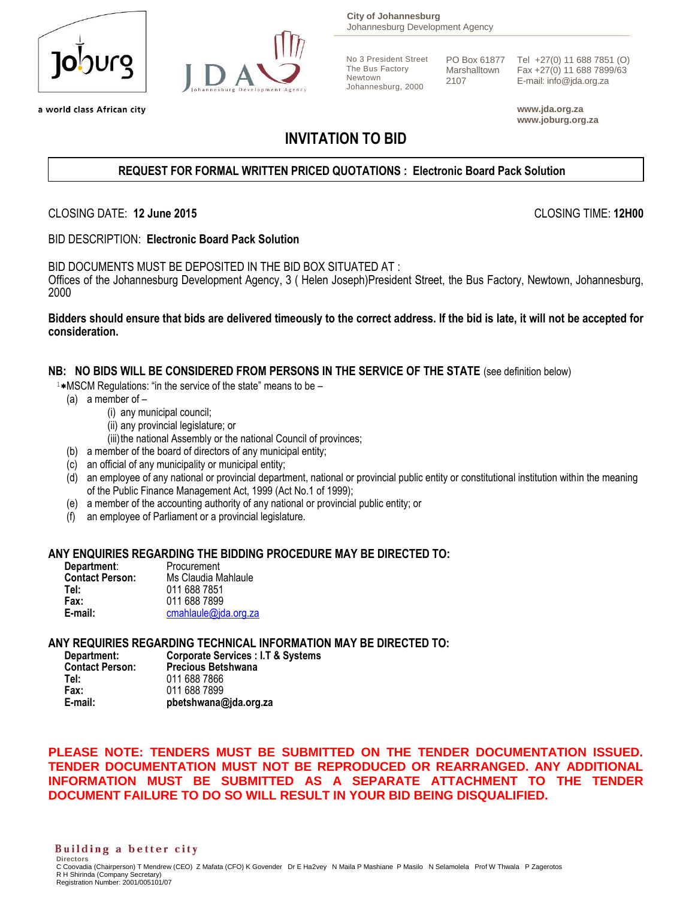City of Johannesburg
Johannesburg Development Agency

No 3 President Street
The Bus Factory
Newtown
Johannesburg, 2000

PO Box 61877
Marshalltown
2107

Tel +27(0) 11 688 7851 (O)
Fax +27(0) 11 688 7899/63
E-mail: info@jda.org.za

a world class African city

www.jda.org.za
www.joburg.org.za

# INVITATION TO BID

**REQUEST FOR FORMAL WRITTEN PRICED QUOTATIONS : Electronic Board Pack Solution**

CLOSING DATE: **12 June 2015** CLOSING TIME: **12H00**

BID DESCRIPTION: **Electronic Board Pack Solution**

BID DOCUMENTS MUST BE DEPOSITED IN THE BID BOX SITUATED AT :
Offices of the Johannesburg Development Agency, 3 ( Helen Joseph)President Street, the Bus Factory, Newtown, Johannesburg, 2000

**Bidders should ensure that bids are delivered timeously to the correct address. If the bid is late, it will not be accepted for consideration.**

**NB: NO BIDS WILL BE CONSIDERED FROM PERSONS IN THE SERVICE OF THE STATE** (see definition below)

[1]*MSCM Regulations: "in the service of the state" means to be –

(a) a member of –
  (i) any municipal council;
  (ii) any provincial legislature; or
  (iii) the national Assembly or the national Council of provinces;
(b) a member of the board of directors of any municipal entity;
(c) an official of any municipality or municipal entity;
(d) an employee of any national or provincial department, national or provincial public entity or constitutional institution within the meaning of the Public Finance Management Act, 1999 (Act No.1 of 1999);
(e) a member of the accounting authority of any national or provincial public entity; or
(f) an employee of Parliament or a provincial legislature.

**ANY ENQUIRIES REGARDING THE BIDDING PROCEDURE MAY BE DIRECTED TO:**

| | |
|---|---|
| **Department:** | Procurement |
| **Contact Person:** | Ms Claudia Mahlaule |
| **Tel:** | 011 688 7851 |
| **Fax:** | 011 688 7899 |
| **E-mail:** | cmahlaule@jda.org.za |

**ANY REQUIRIES REGARDING TECHNICAL INFORMATION MAY BE DIRECTED TO:**

| | |
|---|---|
| **Department:** | **Corporate Services : I.T & Systems** |
| **Contact Person:** | **Precious Betshwana** |
| **Tel:** | 011 688 7866 |
| **Fax:** | 011 688 7899 |
| **E-mail:** | **pbetshwana@jda.org.za** |

**PLEASE NOTE: TENDERS MUST BE SUBMITTED ON THE TENDER DOCUMENTATION ISSUED. TENDER DOCUMENTATION MUST NOT BE REPRODUCED OR REARRANGED. ANY ADDITIONAL INFORMATION MUST BE SUBMITTED AS A SEPARATE ATTACHMENT TO THE TENDER DOCUMENT FAILURE TO DO SO WILL RESULT IN YOUR BID BEING DISQUALIFIED.**

Building a better city
Directors
C Coovadia (Chairperson) T Mendrew (CEO) Z Mafata (CFO) K Govender Dr E Ha2vey N Maila P Mashiane P Masilo N Selamolela Prof W Thwala P Zagerotos
R H Shirinda (Company Secretary)
Registration Number: 2001/005101/07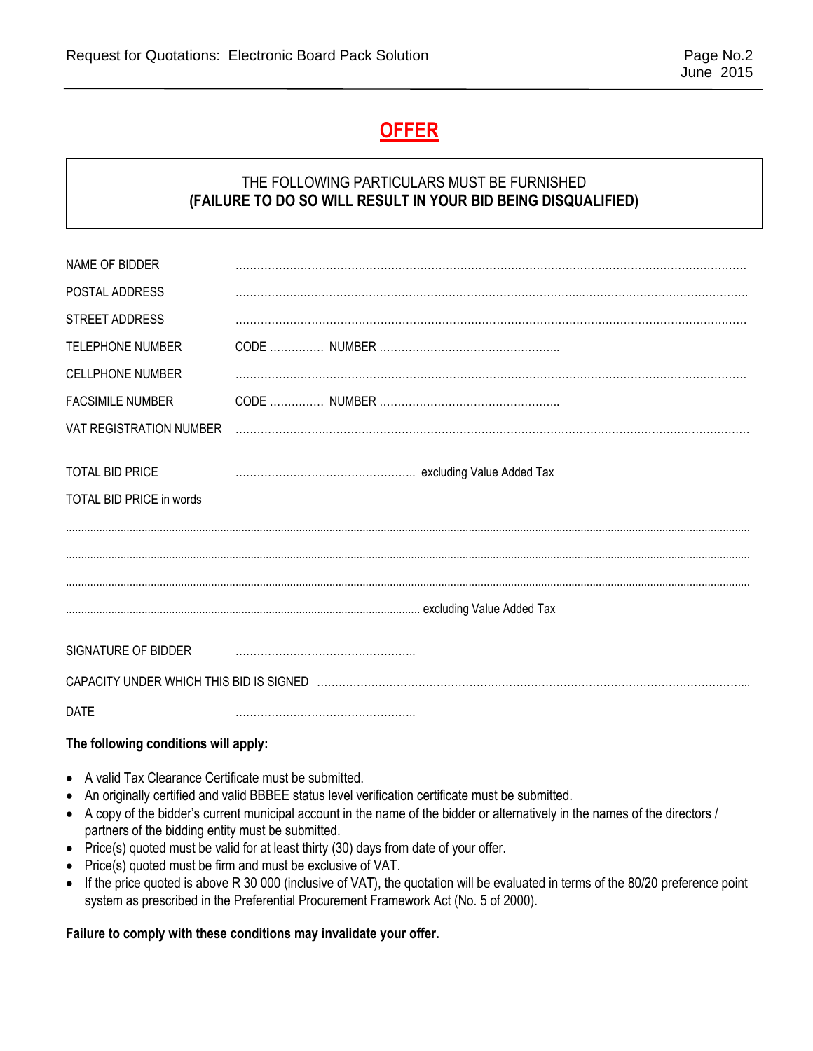# OFFER

THE FOLLOWING PARTICULARS MUST BE FURNISHED
**(FAILURE TO DO SO WILL RESULT IN YOUR BID BEING DISQUALIFIED)**

| | |
|---|---|
| NAME OF BIDDER | ……………………………………………………………………………………………………………… |
| POSTAL ADDRESS | ……………………………………………………………………………………………………………… |
| STREET ADDRESS | ……………………………………………………………………………………………………………… |
| TELEPHONE NUMBER | CODE …………… NUMBER ………………………………………….. |
| CELLPHONE NUMBER | ……………………………………………………………………………………………………………… |
| FACSIMILE NUMBER | CODE …………… NUMBER ………………………………………….. |
| VAT REGISTRATION NUMBER | ……………………………………………………………………………………………………………… |

TOTAL BID PRICE ………………………………………….. excluding Value Added Tax

TOTAL BID PRICE in words

……………………………………………………………………………………………………………………………………………………

……………………………………………………………………………………………………………………………………………………

……………………………………………………………………………………………………………………………………………………

…………………………………………………………………………………………… excluding Value Added Tax

SIGNATURE OF BIDDER …………………………………………..

CAPACITY UNDER WHICH THIS BID IS SIGNED ……………………………………………………………………………………………...

DATE …………………………………………..

**The following conditions will apply:**

- A valid Tax Clearance Certificate must be submitted.
- An originally certified and valid BBBEE status level verification certificate must be submitted.
- A copy of the bidder's current municipal account in the name of the bidder or alternatively in the names of the directors / partners of the bidding entity must be submitted.
- Price(s) quoted must be valid for at least thirty (30) days from date of your offer.
- Price(s) quoted must be firm and must be exclusive of VAT.
- If the price quoted is above R 30 000 (inclusive of VAT), the quotation will be evaluated in terms of the 80/20 preference point system as prescribed in the Preferential Procurement Framework Act (No. 5 of 2000).

**Failure to comply with these conditions may invalidate your offer.**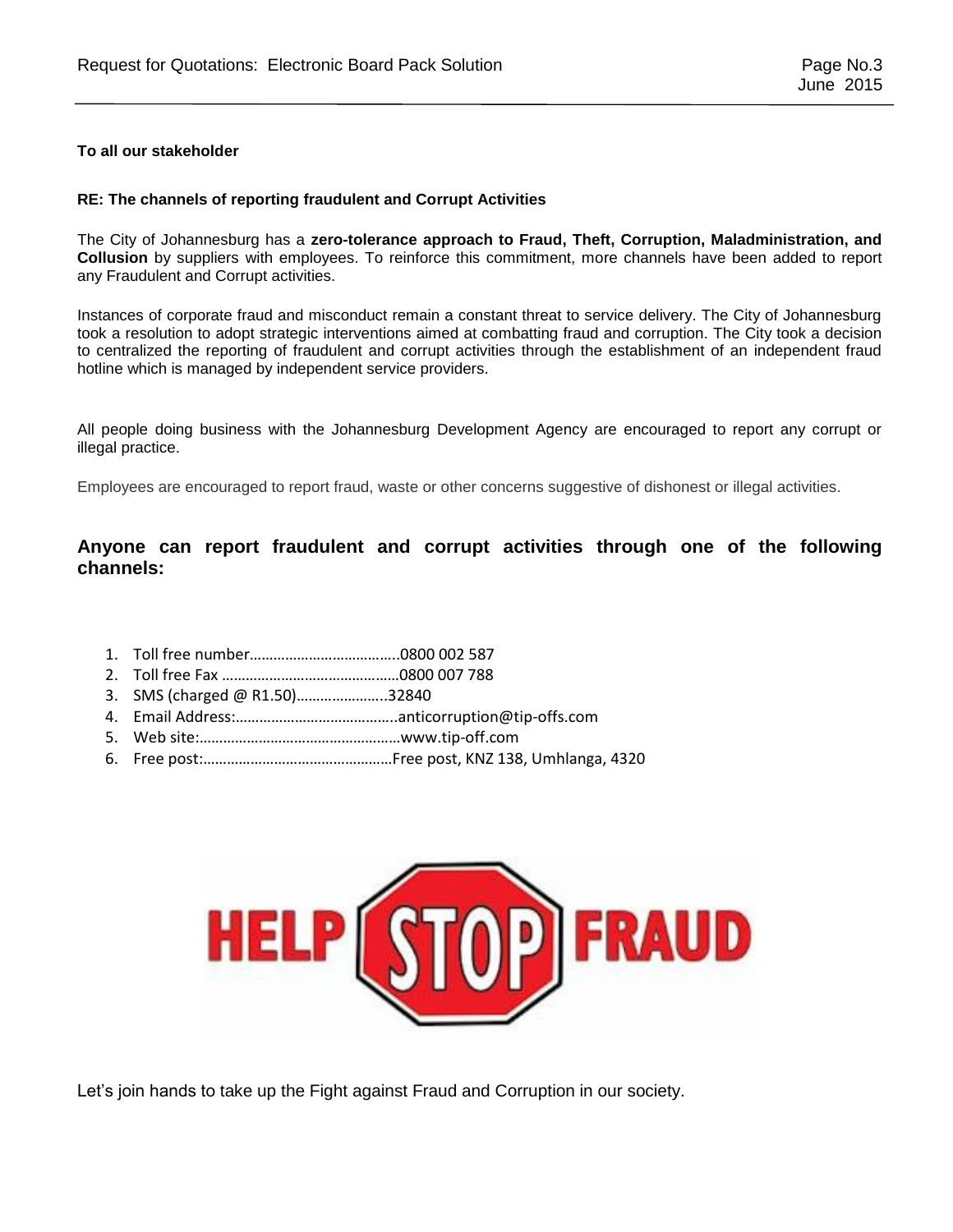**To all our stakeholder**

**RE: The channels of reporting fraudulent and Corrupt Activities**

The City of Johannesburg has a **zero-tolerance approach to Fraud, Theft, Corruption, Maladministration, and Collusion** by suppliers with employees. To reinforce this commitment, more channels have been added to report any Fraudulent and Corrupt activities.

Instances of corporate fraud and misconduct remain a constant threat to service delivery. The City of Johannesburg took a resolution to adopt strategic interventions aimed at combatting fraud and corruption. The City took a decision to centralized the reporting of fraudulent and corrupt activities through the establishment of an independent fraud hotline which is managed by independent service providers.

All people doing business with the Johannesburg Development Agency are encouraged to report any corrupt or illegal practice.

Employees are encouraged to report fraud, waste or other concerns suggestive of dishonest or illegal activities.

## Anyone can report fraudulent and corrupt activities through one of the following channels:

1. Toll free number……………………………….0800 002 587
2. Toll free Fax ……………………………………..0800 007 788
3. SMS (charged @ R1.50)…………………..32840
4. Email Address:…………………………………..anticorruption@tip-offs.com
5. Web site:……………………………………………www.tip-off.com
6. Free post:…………………………………………Free post, KNZ 138, Umhlanga, 4320

HELP STOP FRAUD

Let's join hands to take up the Fight against Fraud and Corruption in our society.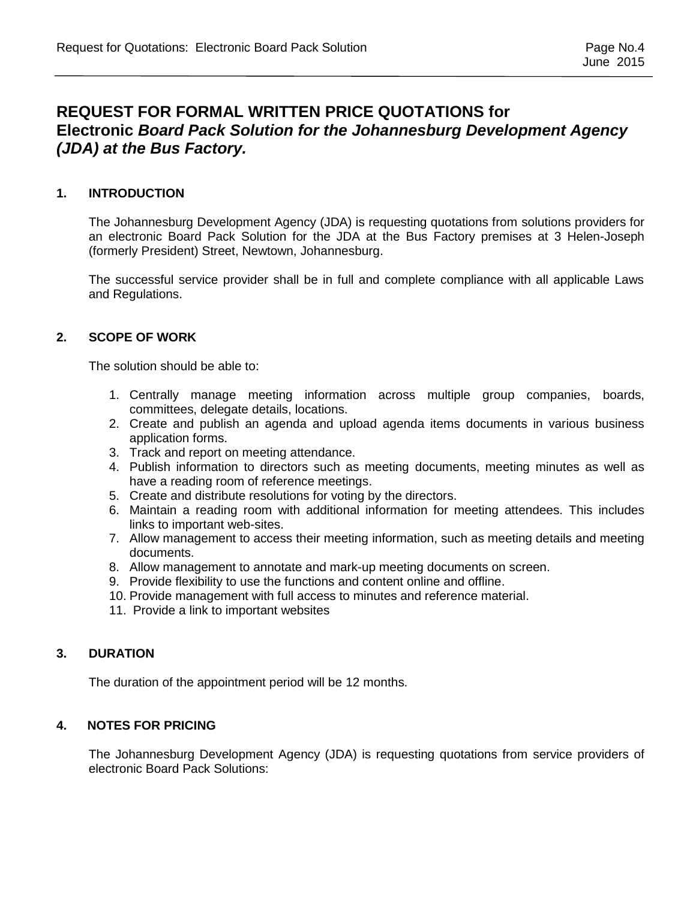# REQUEST FOR FORMAL WRITTEN PRICE QUOTATIONS for Electronic *Board Pack Solution for the Johannesburg Development Agency (JDA) at the Bus Factory.*

## 1. INTRODUCTION

The Johannesburg Development Agency (JDA) is requesting quotations from solutions providers for an electronic Board Pack Solution for the JDA at the Bus Factory premises at 3 Helen-Joseph (formerly President) Street, Newtown, Johannesburg.

The successful service provider shall be in full and complete compliance with all applicable Laws and Regulations.

## 2. SCOPE OF WORK

The solution should be able to:

1. Centrally manage meeting information across multiple group companies, boards, committees, delegate details, locations.
2. Create and publish an agenda and upload agenda items documents in various business application forms.
3. Track and report on meeting attendance.
4. Publish information to directors such as meeting documents, meeting minutes as well as have a reading room of reference meetings.
5. Create and distribute resolutions for voting by the directors.
6. Maintain a reading room with additional information for meeting attendees. This includes links to important web-sites.
7. Allow management to access their meeting information, such as meeting details and meeting documents.
8. Allow management to annotate and mark-up meeting documents on screen.
9. Provide flexibility to use the functions and content online and offline.
10. Provide management with full access to minutes and reference material.
11. Provide a link to important websites

## 3. DURATION

The duration of the appointment period will be 12 months.

## 4. NOTES FOR PRICING

The Johannesburg Development Agency (JDA) is requesting quotations from service providers of electronic Board Pack Solutions: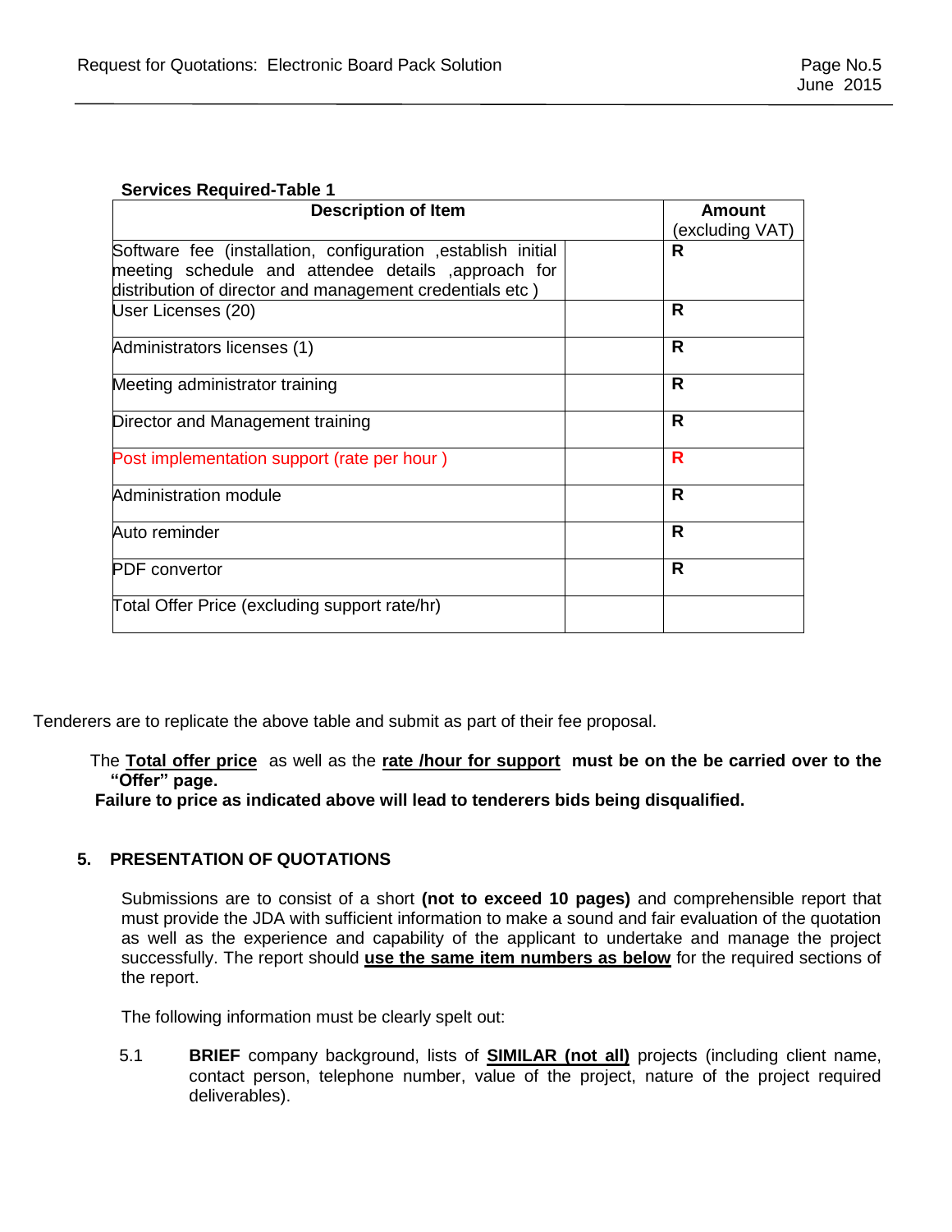**Services Required-Table 1**

| Description of Item | | Amount (excluding VAT) |
|---|---|---|
| Software fee (installation, configuration ,establish initial meeting schedule and attendee details ,approach for distribution of director and management credentials etc ) | | **R** |
| User Licenses (20) | | **R** |
| Administrators licenses (1) | | **R** |
| Meeting administrator training | | **R** |
| Director and Management training | | **R** |
| Post implementation support (rate per hour ) | | **R** |
| Administration module | | **R** |
| Auto reminder | | **R** |
| PDF convertor | | **R** |
| Total Offer Price (excluding support rate/hr) | | |

Tenderers are to replicate the above table and submit as part of their fee proposal.

The **Total offer price** as well as the **rate /hour for support** **must be on the be carried over to the "Offer" page.**

**Failure to price as indicated above will lead to tenderers bids being disqualified.**

## 5. PRESENTATION OF QUOTATIONS

Submissions are to consist of a short **(not to exceed 10 pages)** and comprehensible report that must provide the JDA with sufficient information to make a sound and fair evaluation of the quotation as well as the experience and capability of the applicant to undertake and manage the project successfully. The report should **use the same item numbers as below** for the required sections of the report.

The following information must be clearly spelt out:

5.1 **BRIEF** company background, lists of **SIMILAR (not all)** projects (including client name, contact person, telephone number, value of the project, nature of the project required deliverables).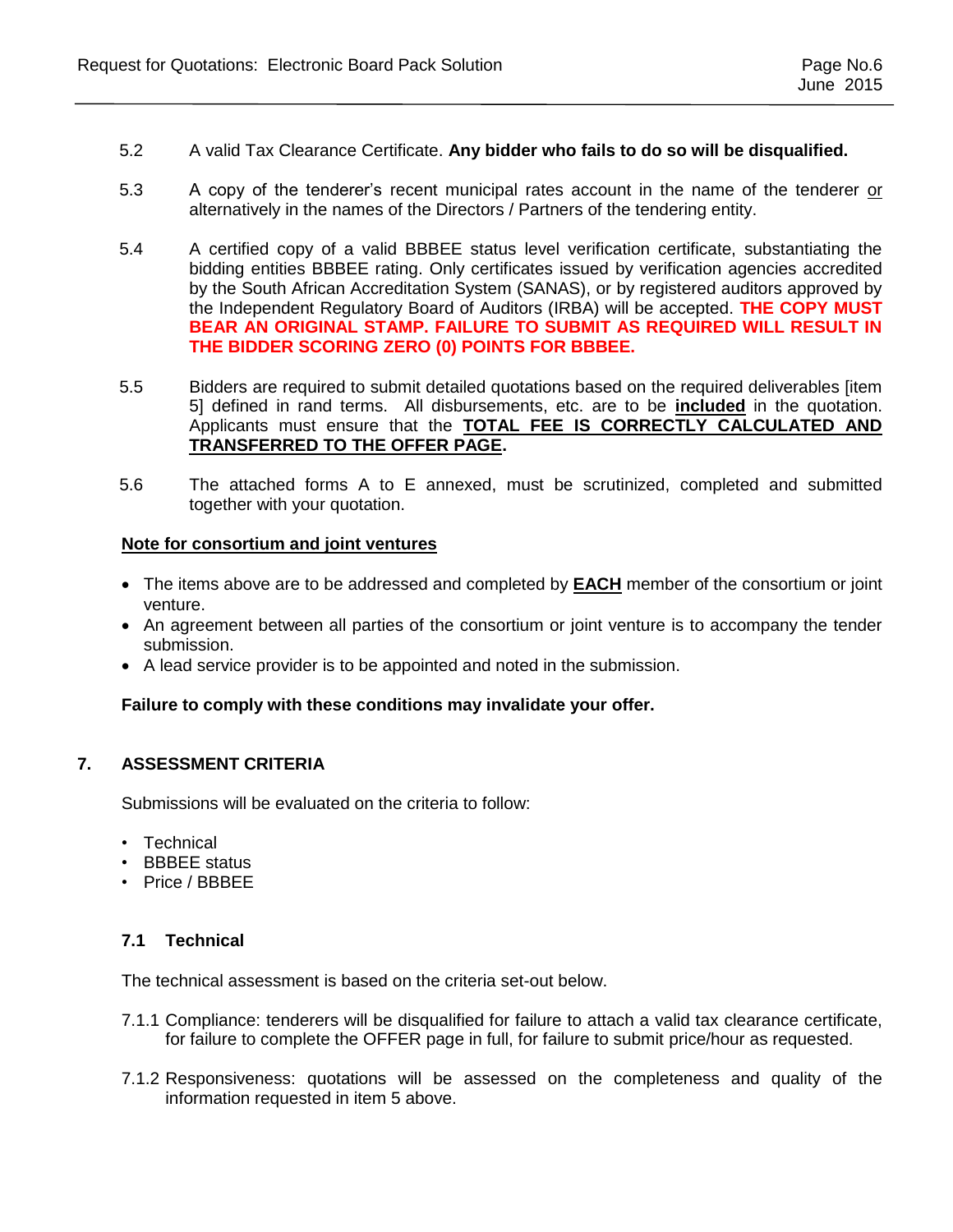5.2 A valid Tax Clearance Certificate. **Any bidder who fails to do so will be disqualified.**

5.3 A copy of the tenderer's recent municipal rates account in the name of the tenderer <u>or</u> alternatively in the names of the Directors / Partners of the tendering entity.

5.4 A certified copy of a valid BBBEE status level verification certificate, substantiating the bidding entities BBBEE rating. Only certificates issued by verification agencies accredited by the South African Accreditation System (SANAS), or by registered auditors approved by the Independent Regulatory Board of Auditors (IRBA) will be accepted. **THE COPY MUST BEAR AN ORIGINAL STAMP. FAILURE TO SUBMIT AS REQUIRED WILL RESULT IN THE BIDDER SCORING ZERO (0) POINTS FOR BBBEE.**

5.5 Bidders are required to submit detailed quotations based on the required deliverables [item 5] defined in rand terms. All disbursements, etc. are to be **<u>included</u>** in the quotation. Applicants must ensure that the **<u>TOTAL FEE IS CORRECTLY CALCULATED AND TRANSFERRED TO THE OFFER PAGE</u>.**

5.6 The attached forms A to E annexed, must be scrutinized, completed and submitted together with your quotation.

**<u>Note for consortium and joint ventures</u>**

- The items above are to be addressed and completed by **<u>EACH</u>** member of the consortium or joint venture.
- An agreement between all parties of the consortium or joint venture is to accompany the tender submission.
- A lead service provider is to be appointed and noted in the submission.

**Failure to comply with these conditions may invalidate your offer.**

## 7. ASSESSMENT CRITERIA

Submissions will be evaluated on the criteria to follow:

- Technical
- BBBEE status
- Price / BBBEE

### 7.1 Technical

The technical assessment is based on the criteria set-out below.

7.1.1 Compliance: tenderers will be disqualified for failure to attach a valid tax clearance certificate, for failure to complete the OFFER page in full, for failure to submit price/hour as requested.

7.1.2 Responsiveness: quotations will be assessed on the completeness and quality of the information requested in item 5 above.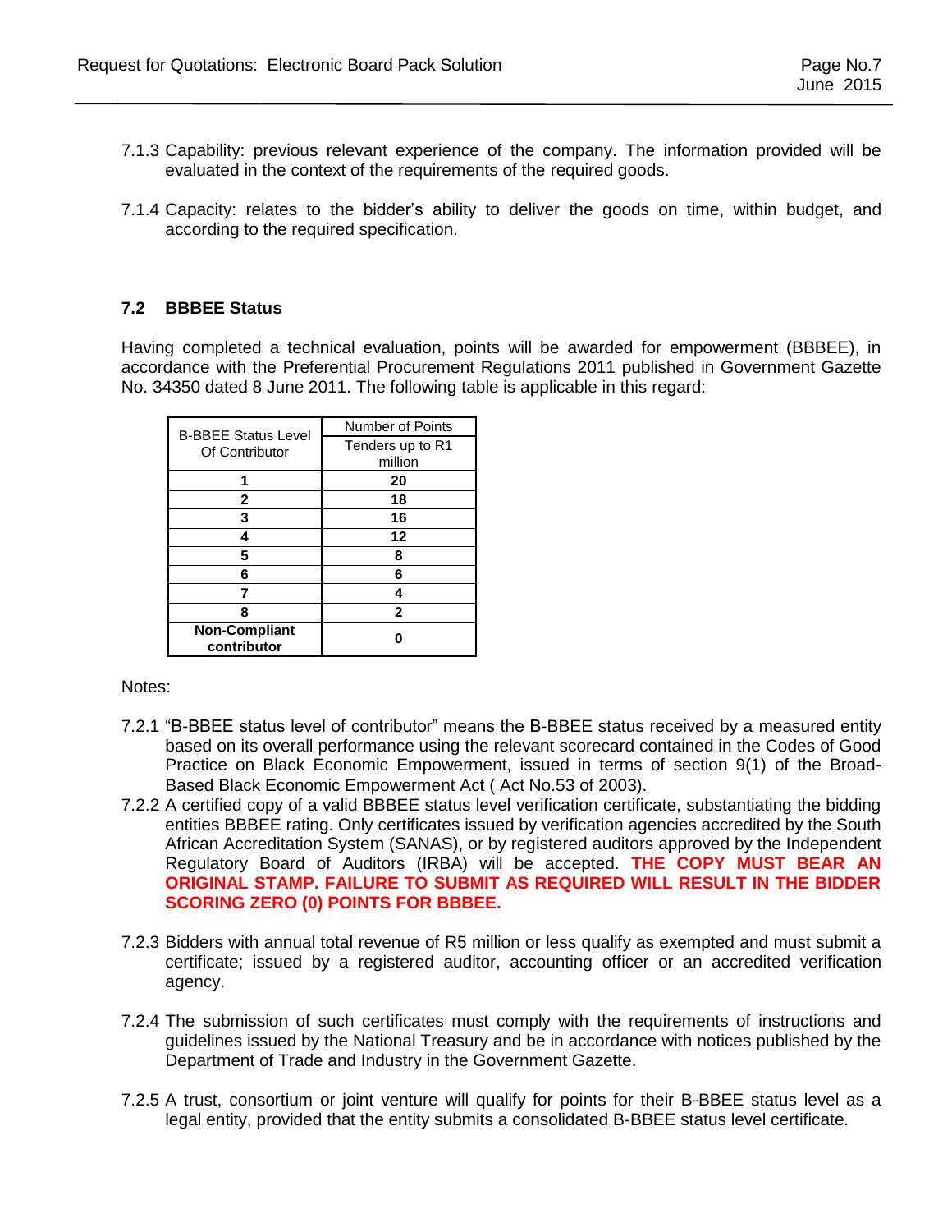7.1.3 Capability: previous relevant experience of the company. The information provided will be evaluated in the context of the requirements of the required goods.

7.1.4 Capacity: relates to the bidder's ability to deliver the goods on time, within budget, and according to the required specification.

### 7.2 BBBEE Status

Having completed a technical evaluation, points will be awarded for empowerment (BBBEE), in accordance with the Preferential Procurement Regulations 2011 published in Government Gazette No. 34350 dated 8 June 2011. The following table is applicable in this regard:

| B-BBEE Status Level Of Contributor | Number of Points |
|---|---|
| | Tenders up to R1 million |
| **1** | **20** |
| **2** | **18** |
| **3** | **16** |
| **4** | **12** |
| **5** | **8** |
| **6** | **6** |
| **7** | **4** |
| **8** | **2** |
| **Non-Compliant contributor** | **0** |

Notes:

7.2.1 "B-BBEE status level of contributor" means the B-BBEE status received by a measured entity based on its overall performance using the relevant scorecard contained in the Codes of Good Practice on Black Economic Empowerment, issued in terms of section 9(1) of the Broad-Based Black Economic Empowerment Act ( Act No.53 of 2003).

7.2.2 A certified copy of a valid BBBEE status level verification certificate, substantiating the bidding entities BBBEE rating. Only certificates issued by verification agencies accredited by the South African Accreditation System (SANAS), or by registered auditors approved by the Independent Regulatory Board of Auditors (IRBA) will be accepted. **THE COPY MUST BEAR AN ORIGINAL STAMP. FAILURE TO SUBMIT AS REQUIRED WILL RESULT IN THE BIDDER SCORING ZERO (0) POINTS FOR BBBEE.**

7.2.3 Bidders with annual total revenue of R5 million or less qualify as exempted and must submit a certificate; issued by a registered auditor, accounting officer or an accredited verification agency.

7.2.4 The submission of such certificates must comply with the requirements of instructions and guidelines issued by the National Treasury and be in accordance with notices published by the Department of Trade and Industry in the Government Gazette.

7.2.5 A trust, consortium or joint venture will qualify for points for their B-BBEE status level as a legal entity, provided that the entity submits a consolidated B-BBEE status level certificate.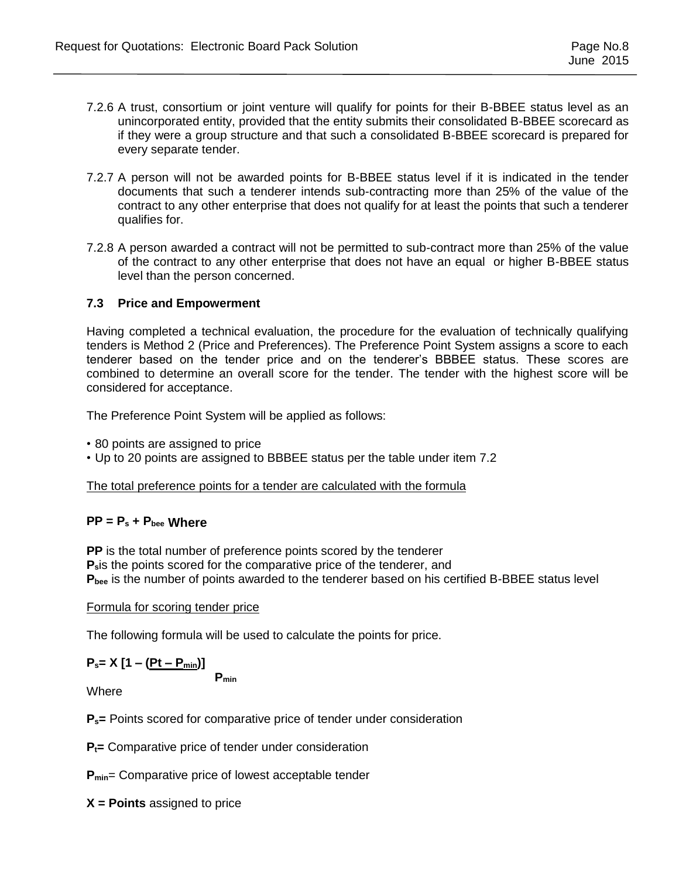7.2.6 A trust, consortium or joint venture will qualify for points for their B-BBEE status level as an unincorporated entity, provided that the entity submits their consolidated B-BBEE scorecard as if they were a group structure and that such a consolidated B-BBEE scorecard is prepared for every separate tender.

7.2.7 A person will not be awarded points for B-BBEE status level if it is indicated in the tender documents that such a tenderer intends sub-contracting more than 25% of the value of the contract to any other enterprise that does not qualify for at least the points that such a tenderer qualifies for.

7.2.8 A person awarded a contract will not be permitted to sub-contract more than 25% of the value of the contract to any other enterprise that does not have an equal or higher B-BBEE status level than the person concerned.

### 7.3 Price and Empowerment

Having completed a technical evaluation, the procedure for the evaluation of technically qualifying tenders is Method 2 (Price and Preferences). The Preference Point System assigns a score to each tenderer based on the tender price and on the tenderer's BBBEE status. These scores are combined to determine an overall score for the tender. The tender with the highest score will be considered for acceptance.

The Preference Point System will be applied as follows:

- 80 points are assigned to price
- Up to 20 points are assigned to BBBEE status per the table under item 7.2

The total preference points for a tender are calculated with the formula

**$PP = P_s + P_{bee}$ Where**

**PP** is the total number of preference points scored by the tenderer
**$P_s$** is the points scored for the comparative price of the tenderer, and
**$P_{bee}$** is the number of points awarded to the tenderer based on his certified B-BBEE status level

Formula for scoring tender price

The following formula will be used to calculate the points for price.

$$P_s = X \left[1 - \frac{(Pt - P_{min})}{P_{min}}\right]$$

Where

**$P_s$=** Points scored for comparative price of tender under consideration

**$P_t$=** Comparative price of tender under consideration

**$P_{min}$**= Comparative price of lowest acceptable tender

**X = Points** assigned to price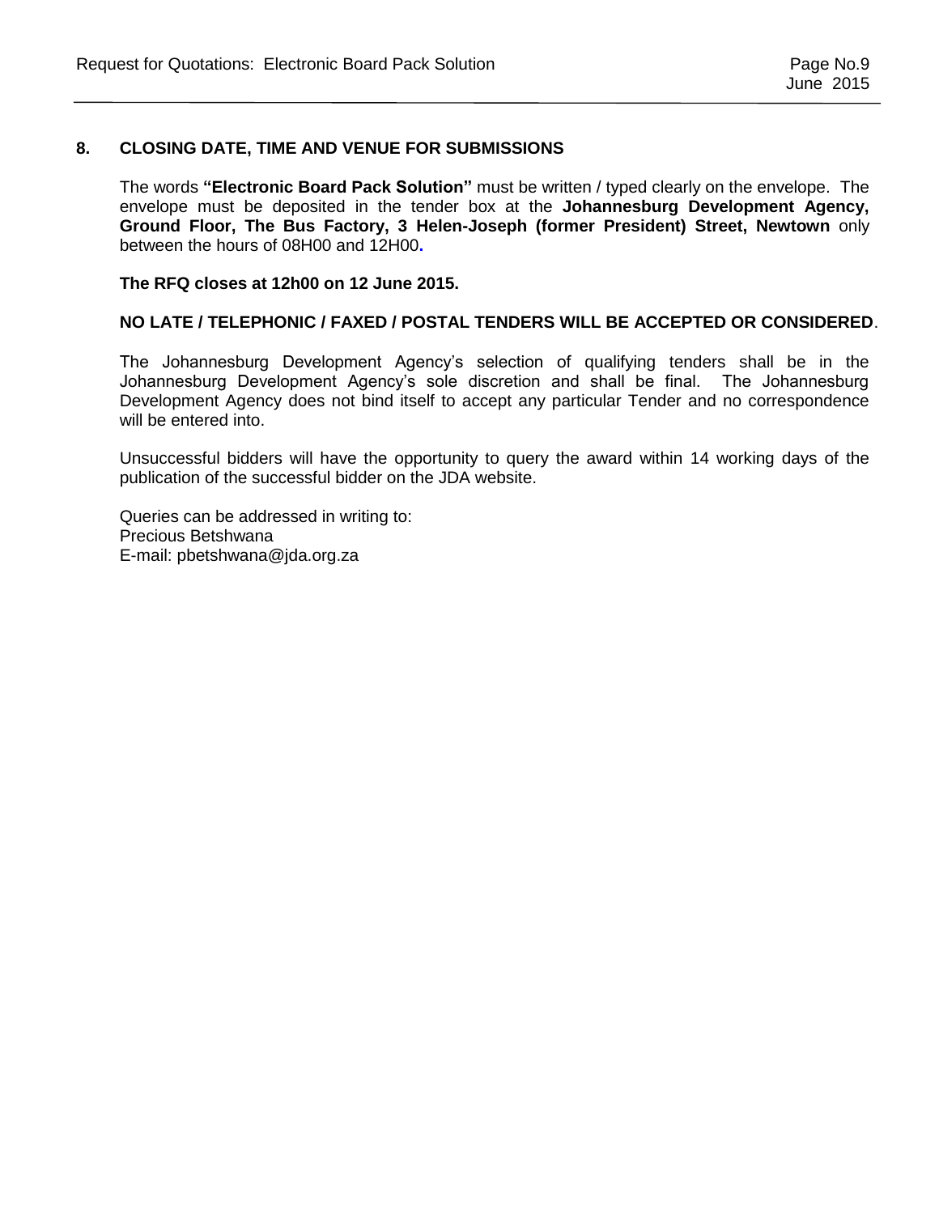## 8. CLOSING DATE, TIME AND VENUE FOR SUBMISSIONS

The words **"Electronic Board Pack Solution"** must be written / typed clearly on the envelope. The envelope must be deposited in the tender box at the **Johannesburg Development Agency, Ground Floor, The Bus Factory, 3 Helen-Joseph (former President) Street, Newtown** only between the hours of 08H00 and 12H00.

**The RFQ closes at 12h00 on 12 June 2015.**

**NO LATE / TELEPHONIC / FAXED / POSTAL TENDERS WILL BE ACCEPTED OR CONSIDERED**.

The Johannesburg Development Agency's selection of qualifying tenders shall be in the Johannesburg Development Agency's sole discretion and shall be final. The Johannesburg Development Agency does not bind itself to accept any particular Tender and no correspondence will be entered into.

Unsuccessful bidders will have the opportunity to query the award within 14 working days of the publication of the successful bidder on the JDA website.

Queries can be addressed in writing to:
Precious Betshwana
E-mail: pbetshwana@jda.org.za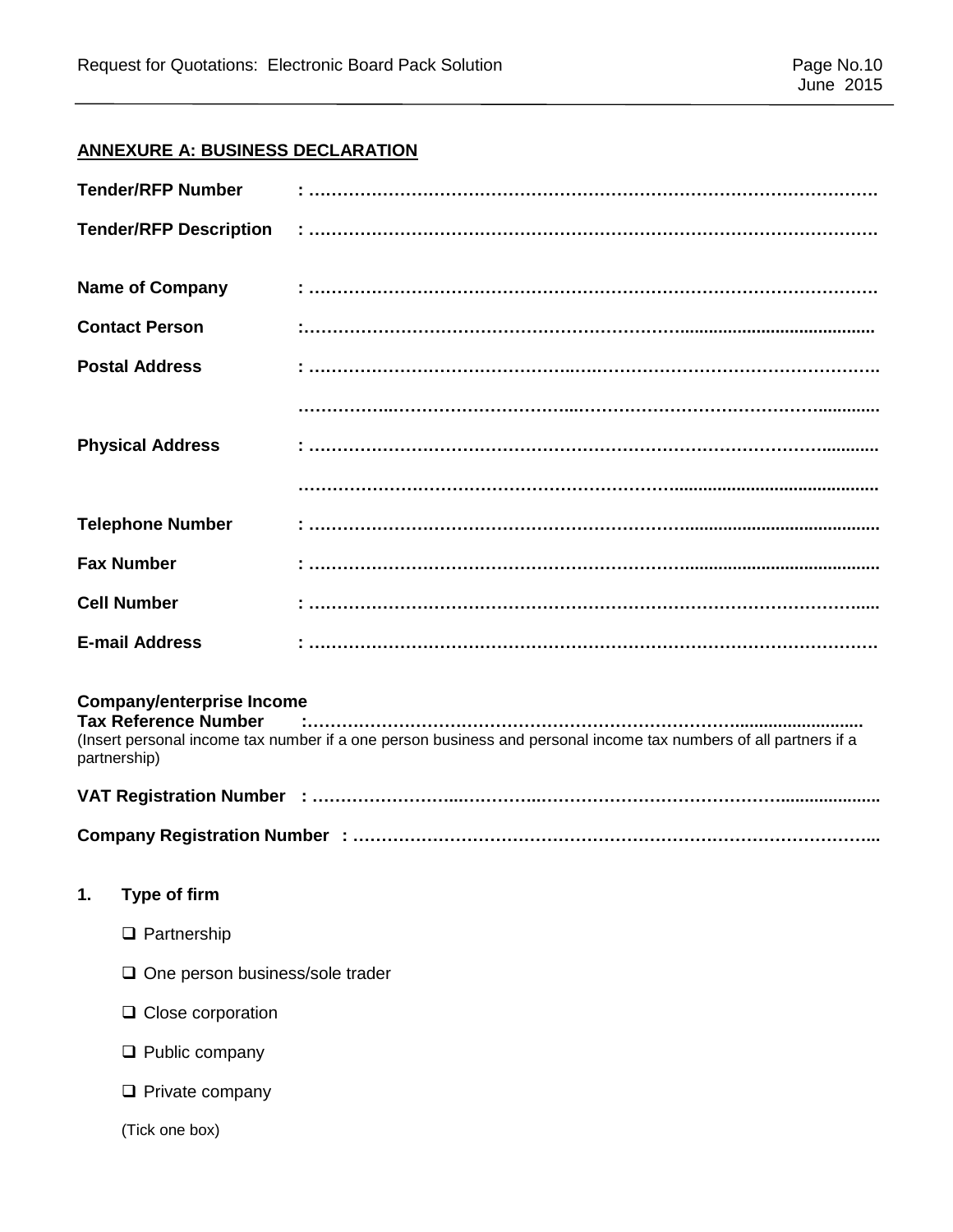## ANNEXURE A: BUSINESS DECLARATION

**Tender/RFP Number** : ……………………………………………………………………………………

**Tender/RFP Description** : ……………………………………………………………………………………

**Name of Company** : ……………………………………………………………………………………

**Contact Person** :……………………………………………………………………………………

**Postal Address** : ……………………………………………………………………………………

……………………………………………………………………………………

**Physical Address** : ……………………………………………………………………………………

……………………………………………………………………………………

**Telephone Number** : ……………………………………………………………………………………

**Fax Number** : ……………………………………………………………………………………

**Cell Number** : ……………………………………………………………………………………

**E-mail Address** : ……………………………………………………………………………………

**Company/enterprise Income Tax Reference Number** :……………………………………………………………………………………

(Insert personal income tax number if a one person business and personal income tax numbers of all partners if a partnership)

**VAT Registration Number** : ……………………………………………………………………………………

**Company Registration Number** : ……………………………………………………………………………………

1. **Type of firm**

   - ☐ Partnership
   - ☐ One person business/sole trader
   - ☐ Close corporation
   - ☐ Public company
   - ☐ Private company

   (Tick one box)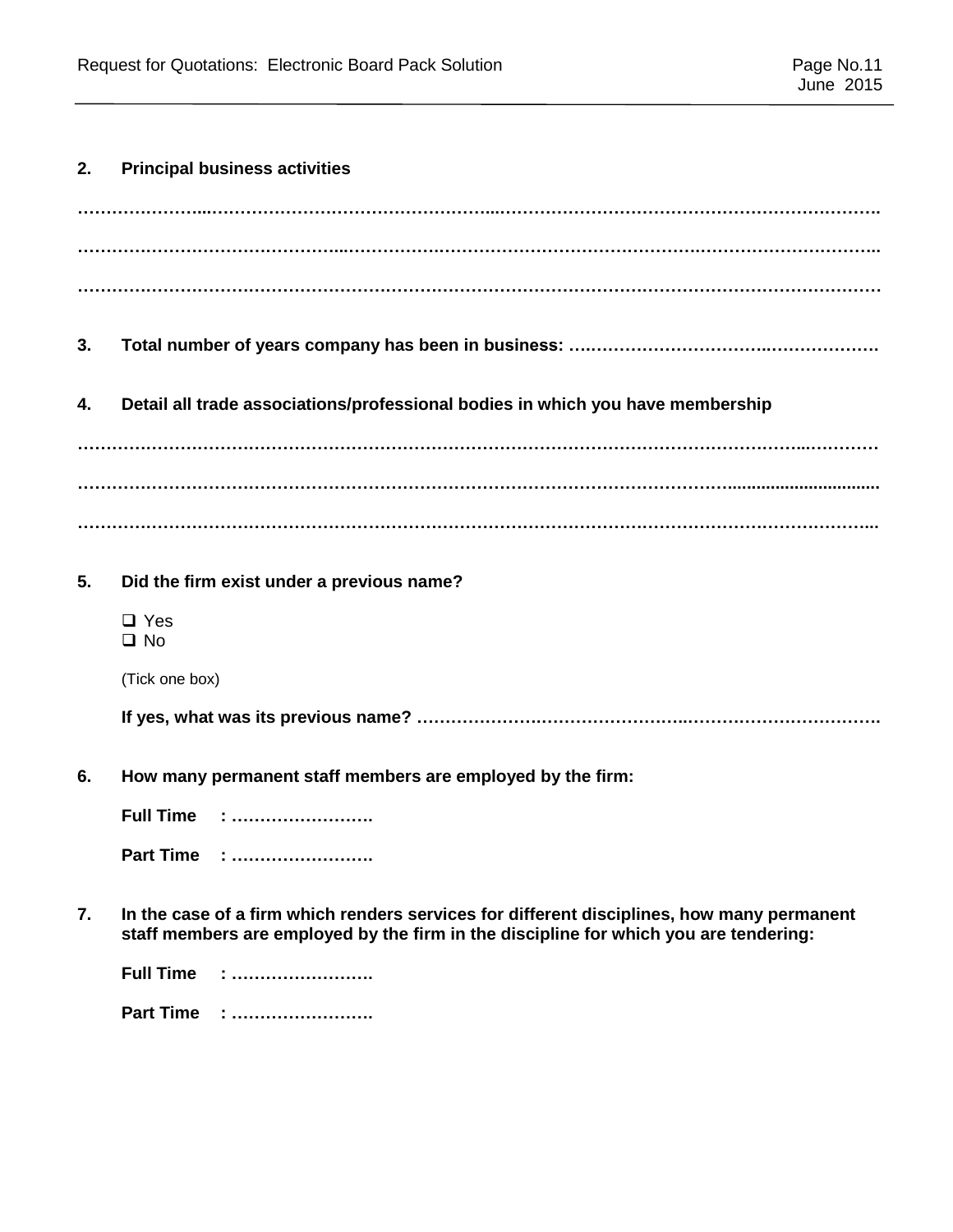**2. Principal business activities**

…………………………………………………………………………………………………………………………………

…………………………………………………………………………………………………………………………………

…………………………………………………………………………………………………………………………………

**3. Total number of years company has been in business:** ……………………………………………………

**4. Detail all trade associations/professional bodies in which you have membership**

…………………………………………………………………………………………………………………………………

…………………………………………………………………………………………………………………………………

…………………………………………………………………………………………………………………………………

**5. Did the firm exist under a previous name?**

- ❑ Yes
- ❑ No

(Tick one box)

**If yes, what was its previous name?** ……………………………………………………………………………

**6. How many permanent staff members are employed by the firm:**

**Full Time** : …………………….

**Part Time** : …………………….

**7. In the case of a firm which renders services for different disciplines, how many permanent staff members are employed by the firm in the discipline for which you are tendering:**

**Full Time** : …………………….

**Part Time** : …………………….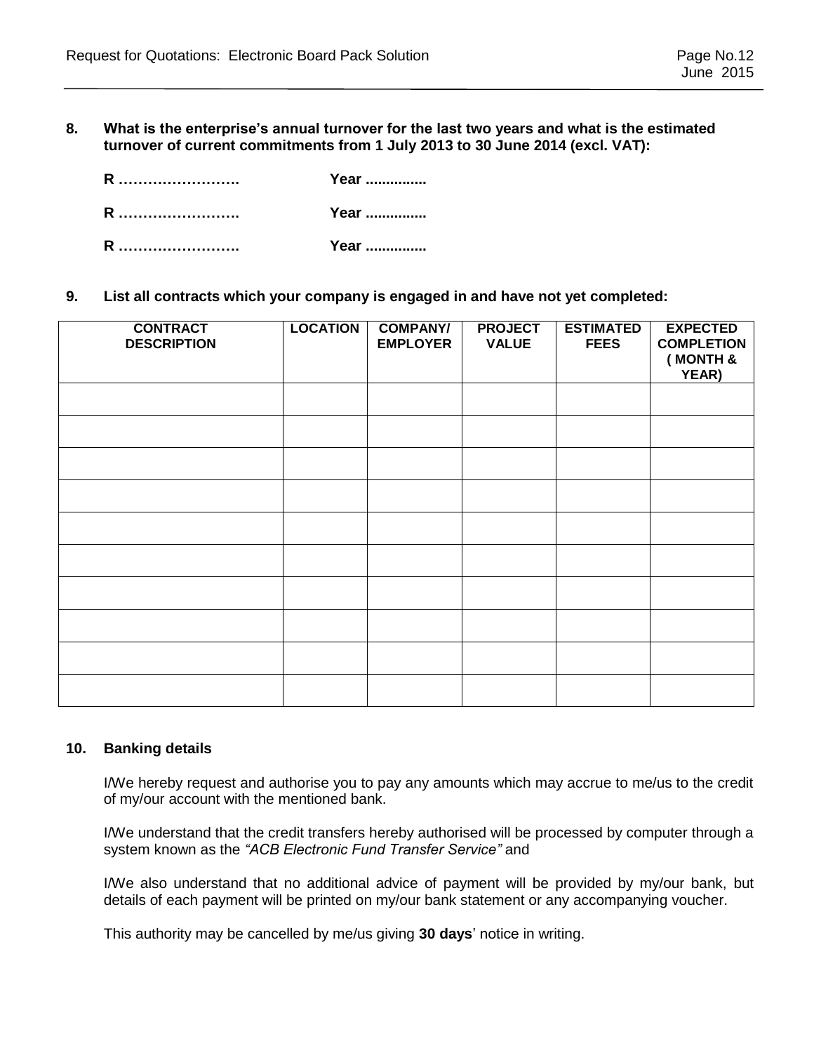**8. What is the enterprise's annual turnover for the last two years and what is the estimated turnover of current commitments from 1 July 2013 to 30 June 2014 (excl. VAT):**

**R ……………………. Year ..............**

**R ……………………. Year ..............**

**R ……………………. Year ..............**

**9. List all contracts which your company is engaged in and have not yet completed:**

| CONTRACT DESCRIPTION | LOCATION | COMPANY/ EMPLOYER | PROJECT VALUE | ESTIMATED FEES | EXPECTED COMPLETION ( MONTH & YEAR) |
|---|---|---|---|---|---|
| | | | | | |
| | | | | | |
| | | | | | |
| | | | | | |
| | | | | | |
| | | | | | |
| | | | | | |
| | | | | | |
| | | | | | |
| | | | | | |

**10. Banking details**

I/We hereby request and authorise you to pay any amounts which may accrue to me/us to the credit of my/our account with the mentioned bank.

I/We understand that the credit transfers hereby authorised will be processed by computer through a system known as the *"ACB Electronic Fund Transfer Service"* and

I/We also understand that no additional advice of payment will be provided by my/our bank, but details of each payment will be printed on my/our bank statement or any accompanying voucher.

This authority may be cancelled by me/us giving **30 days**' notice in writing.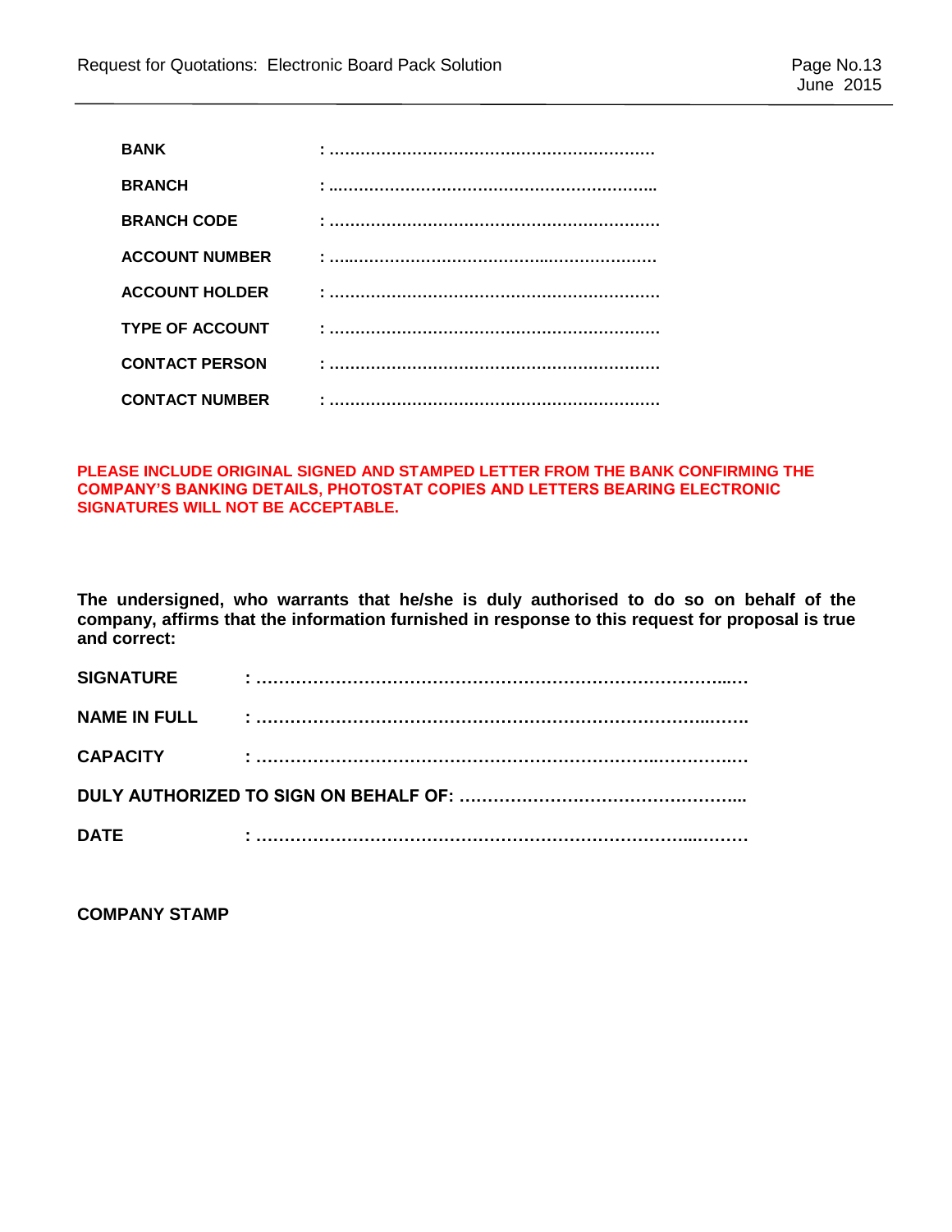**BANK** : ……………………………………………………

**BRANCH** : ……………………………………………………..

**BRANCH CODE** : ………………………………………………………

**ACCOUNT NUMBER** : …..……………………………………..………………

**ACCOUNT HOLDER** : ………………………………………………………

**TYPE OF ACCOUNT** : ………………………………………………………

**CONTACT PERSON** : ………………………………………………………

**CONTACT NUMBER** : ………………………………………………………

**PLEASE INCLUDE ORIGINAL SIGNED AND STAMPED LETTER FROM THE BANK CONFIRMING THE COMPANY'S BANKING DETAILS, PHOTOSTAT COPIES AND LETTERS BEARING ELECTRONIC SIGNATURES WILL NOT BE ACCEPTABLE.**

**The undersigned, who warrants that he/she is duly authorised to do so on behalf of the company, affirms that the information furnished in response to this request for proposal is true and correct:**

**SIGNATURE** : ……………………………………………………………………..…

**NAME IN FULL** : ………………………………………………………………..…….

**CAPACITY** : ……………………………………………………………..…………..…

**DULY AUTHORIZED TO SIGN ON BEHALF OF:** …………………………………………...

**DATE** : ……………………………………………………………………...………

**COMPANY STAMP**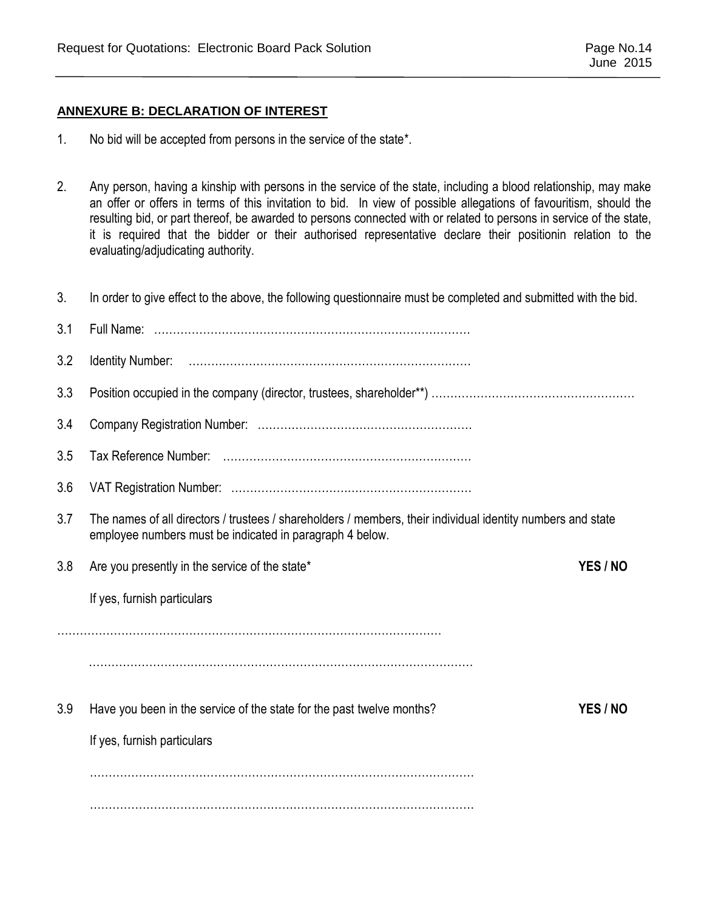**ANNEXURE B: DECLARATION OF INTEREST**

1. No bid will be accepted from persons in the service of the state*.

2. Any person, having a kinship with persons in the service of the state, including a blood relationship, may make an offer or offers in terms of this invitation to bid. In view of possible allegations of favouritism, should the resulting bid, or part thereof, be awarded to persons connected with or related to persons in service of the state, it is required that the bidder or their authorised representative declare their positionin relation to the evaluating/adjudicating authority.

3. In order to give effect to the above, the following questionnaire must be completed and submitted with the bid.

3.1 Full Name: …………………………………………………………………………

3.2 Identity Number: …………………………………………………………………

3.3 Position occupied in the company (director, trustees, shareholder**) ………………………………………………

3.4 Company Registration Number: …………………………………………………

3.5 Tax Reference Number: …………………………………………………………

3.6 VAT Registration Number: ………………………………………………………

3.7 The names of all directors / trustees / shareholders / members, their individual identity numbers and state employee numbers must be indicated in paragraph 4 below.

3.8 Are you presently in the service of the state* **YES / NO**

If yes, furnish particulars

…………………………………………………………………………………………

…………………………………………………………………………………………

3.9 Have you been in the service of the state for the past twelve months? **YES / NO**

If yes, furnish particulars

…………………………………………………………………………………………

…………………………………………………………………………………………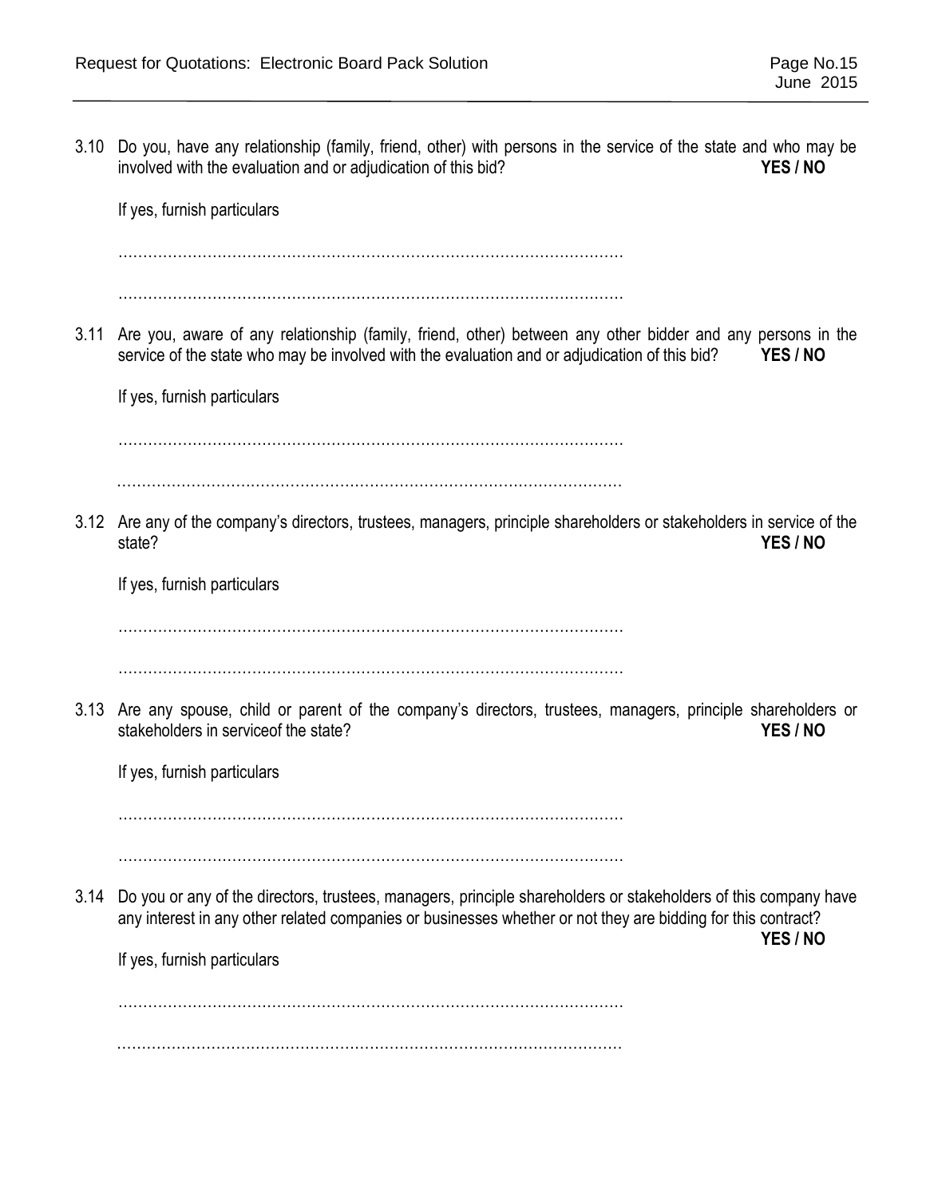3.10 Do you, have any relationship (family, friend, other) with persons in the service of the state and who may be involved with the evaluation and or adjudication of this bid? **YES / NO**

If yes, furnish particulars

…………………………………………………………………………………………

…………………………………………………………………………………………

3.11 Are you, aware of any relationship (family, friend, other) between any other bidder and any persons in the service of the state who may be involved with the evaluation and or adjudication of this bid? **YES / NO**

If yes, furnish particulars

…………………………………………………………………………………………

…………………………………………………………………………………………

3.12 Are any of the company's directors, trustees, managers, principle shareholders or stakeholders in service of the state? **YES / NO**

If yes, furnish particulars

…………………………………………………………………………………………

…………………………………………………………………………………………

3.13 Are any spouse, child or parent of the company's directors, trustees, managers, principle shareholders or stakeholders in serviceof the state? **YES / NO**

If yes, furnish particulars

…………………………………………………………………………………………

…………………………………………………………………………………………

3.14 Do you or any of the directors, trustees, managers, principle shareholders or stakeholders of this company have any interest in any other related companies or businesses whether or not they are bidding for this contract? **YES / NO**

If yes, furnish particulars

…………………………………………………………………………………………

…………………………………………………………………………………………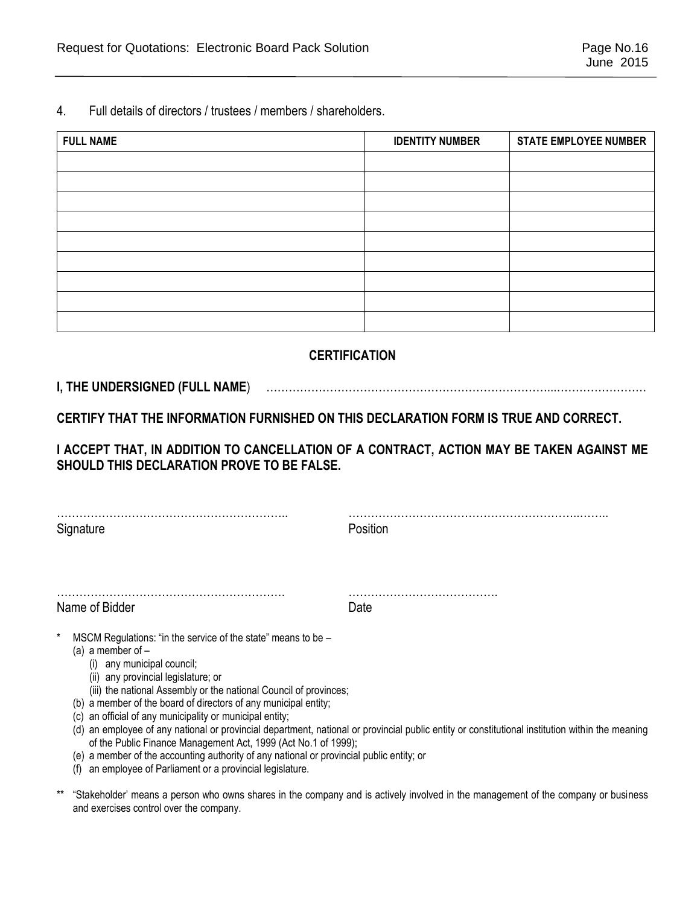4. Full details of directors / trustees / members / shareholders.

| FULL NAME | IDENTITY NUMBER | STATE EMPLOYEE NUMBER |
|---|---|---|
| | | |
| | | |
| | | |
| | | |
| | | |
| | | |
| | | |
| | | |
| | | |

## CERTIFICATION

**I, THE UNDERSIGNED (FULL NAME**) ……………………………………………………………………...……………………

**CERTIFY THAT THE INFORMATION FURNISHED ON THIS DECLARATION FORM IS TRUE AND CORRECT.**

**I ACCEPT THAT, IN ADDITION TO CANCELLATION OF A CONTRACT, ACTION MAY BE TAKEN AGAINST ME SHOULD THIS DECLARATION PROVE TO BE FALSE.**

…………………………………………………….. ………………………………………………………..……..
Signature Position

……………………………………………………. ………………………………….
Name of Bidder Date

\* MSCM Regulations: "in the service of the state" means to be –
- (a) a member of –
  - (i) any municipal council;
  - (ii) any provincial legislature; or
  - (iii) the national Assembly or the national Council of provinces;
- (b) a member of the board of directors of any municipal entity;
- (c) an official of any municipality or municipal entity;
- (d) an employee of any national or provincial department, national or provincial public entity or constitutional institution within the meaning of the Public Finance Management Act, 1999 (Act No.1 of 1999);
- (e) a member of the accounting authority of any national or provincial public entity; or
- (f) an employee of Parliament or a provincial legislature.

\*\* "Stakeholder' means a person who owns shares in the company and is actively involved in the management of the company or business and exercises control over the company.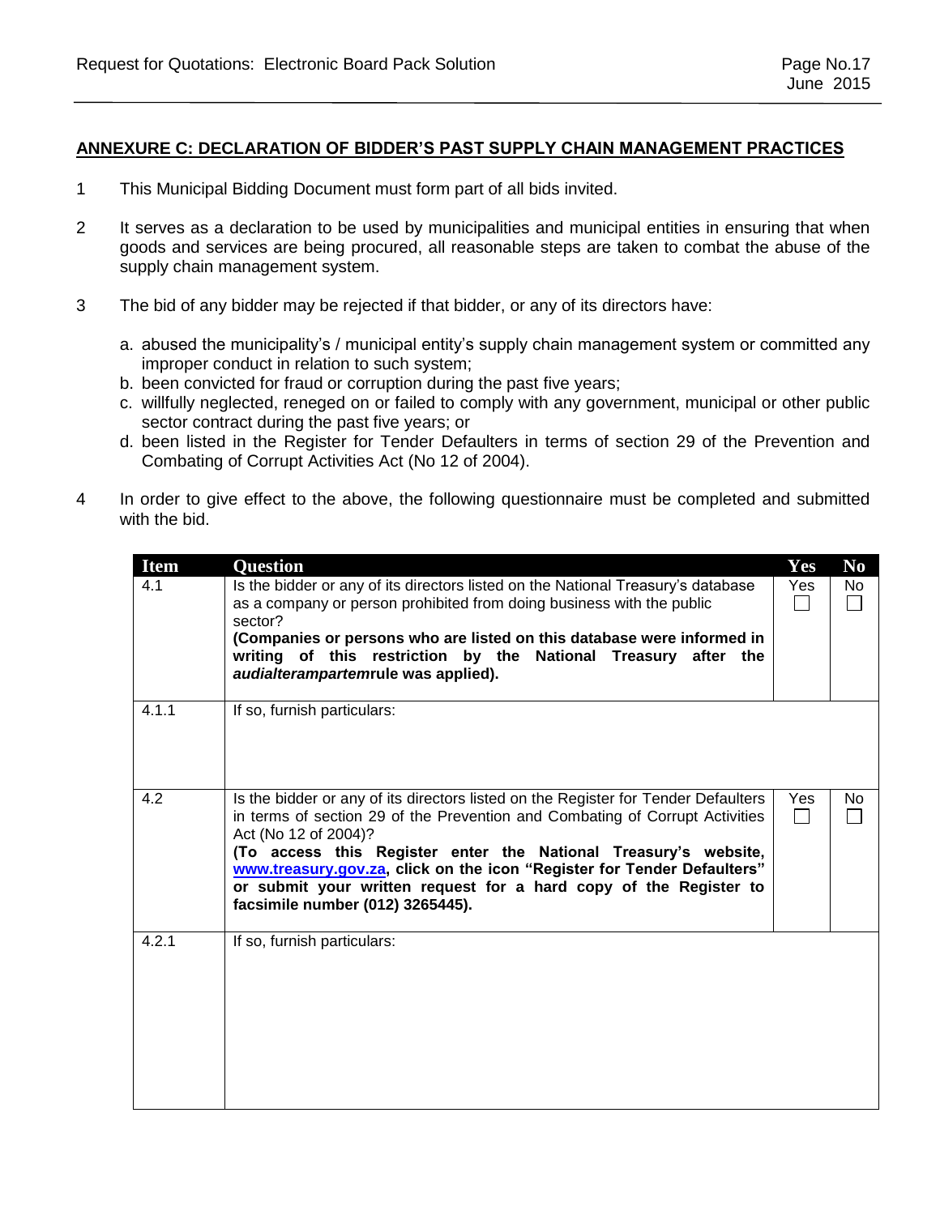## ANNEXURE C: DECLARATION OF BIDDER'S PAST SUPPLY CHAIN MANAGEMENT PRACTICES

1. This Municipal Bidding Document must form part of all bids invited.

2. It serves as a declaration to be used by municipalities and municipal entities in ensuring that when goods and services are being procured, all reasonable steps are taken to combat the abuse of the supply chain management system.

3. The bid of any bidder may be rejected if that bidder, or any of its directors have:

   a. abused the municipality's / municipal entity's supply chain management system or committed any improper conduct in relation to such system;
   b. been convicted for fraud or corruption during the past five years;
   c. willfully neglected, reneged on or failed to comply with any government, municipal or other public sector contract during the past five years; or
   d. been listed in the Register for Tender Defaulters in terms of section 29 of the Prevention and Combating of Corrupt Activities Act (No 12 of 2004).

4. In order to give effect to the above, the following questionnaire must be completed and submitted with the bid.

| Item | Question | Yes | No |
|---|---|---|---|
| 4.1 | Is the bidder or any of its directors listed on the National Treasury's database as a company or person prohibited from doing business with the public sector? **(Companies or persons who are listed on this database were informed in writing of this restriction by the National Treasury after the *audialterampartem*rule was applied).** | Yes ☐ | No ☐ |
| 4.1.1 | If so, furnish particulars: | | |
| 4.2 | Is the bidder or any of its directors listed on the Register for Tender Defaulters in terms of section 29 of the Prevention and Combating of Corrupt Activities Act (No 12 of 2004)? **(To access this Register enter the National Treasury's website, www.treasury.gov.za, click on the icon "Register for Tender Defaulters" or submit your written request for a hard copy of the Register to facsimile number (012) 3265445).** | Yes ☐ | No ☐ |
| 4.2.1 | If so, furnish particulars: | | |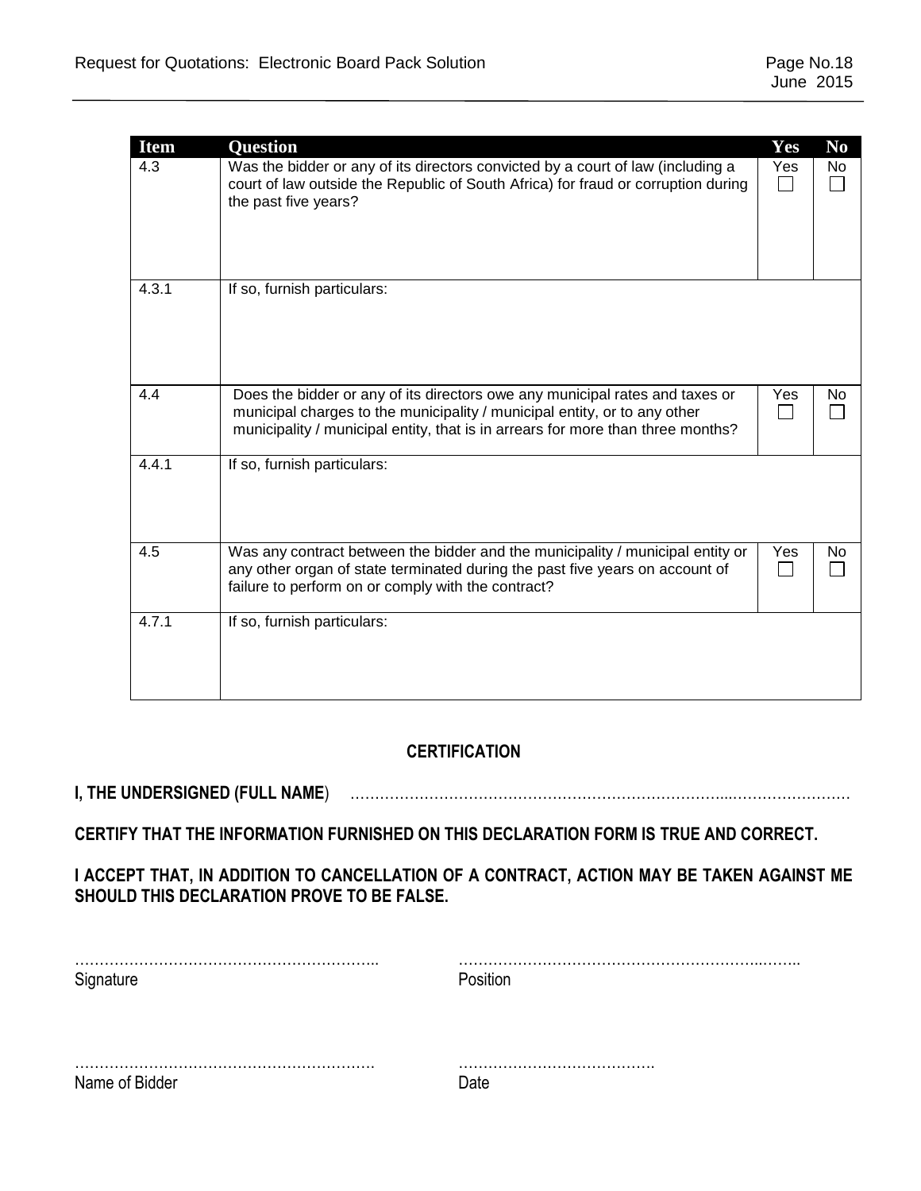| Item | Question | Yes | No |
|---|---|---|---|
| 4.3 | Was the bidder or any of its directors convicted by a court of law (including a court of law outside the Republic of South Africa) for fraud or corruption during the past five years? | Yes ☐ | No ☐ |
| 4.3.1 | If so, furnish particulars: | | |
| 4.4 | Does the bidder or any of its directors owe any municipal rates and taxes or municipal charges to the municipality / municipal entity, or to any other municipality / municipal entity, that is in arrears for more than three months? | Yes ☐ | No ☐ |
| 4.4.1 | If so, furnish particulars: | | |
| 4.5 | Was any contract between the bidder and the municipality / municipal entity or any other organ of state terminated during the past five years on account of failure to perform on or comply with the contract? | Yes ☐ | No ☐ |
| 4.7.1 | If so, furnish particulars: | | |

## CERTIFICATION

**I, THE UNDERSIGNED (FULL NAME)** ……………………………………………………………………...……………………

**CERTIFY THAT THE INFORMATION FURNISHED ON THIS DECLARATION FORM IS TRUE AND CORRECT.**

**I ACCEPT THAT, IN ADDITION TO CANCELLATION OF A CONTRACT, ACTION MAY BE TAKEN AGAINST ME SHOULD THIS DECLARATION PROVE TO BE FALSE.**

……………………………………………………..
Signature

………………………………………………………..……..
Position

…………………………………………………….
Name of Bidder

………………………………….
Date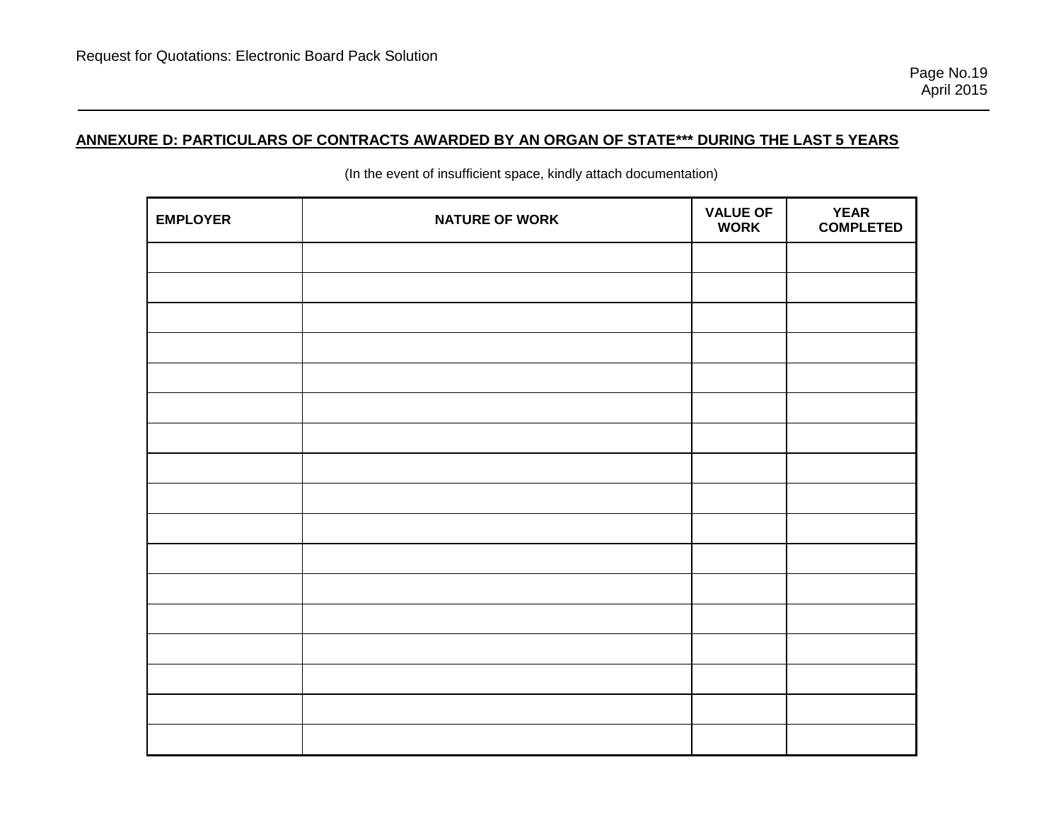**ANNEXURE D: PARTICULARS OF CONTRACTS AWARDED BY AN ORGAN OF STATE*** DURING THE LAST 5 YEARS**

(In the event of insufficient space, kindly attach documentation)

| EMPLOYER | NATURE OF WORK | VALUE OF WORK | YEAR COMPLETED |
|---|---|---|---|
| | | | |
| | | | |
| | | | |
| | | | |
| | | | |
| | | | |
| | | | |
| | | | |
| | | | |
| | | | |
| | | | |
| | | | |
| | | | |
| | | | |
| | | | |
| | | | |
| | | | |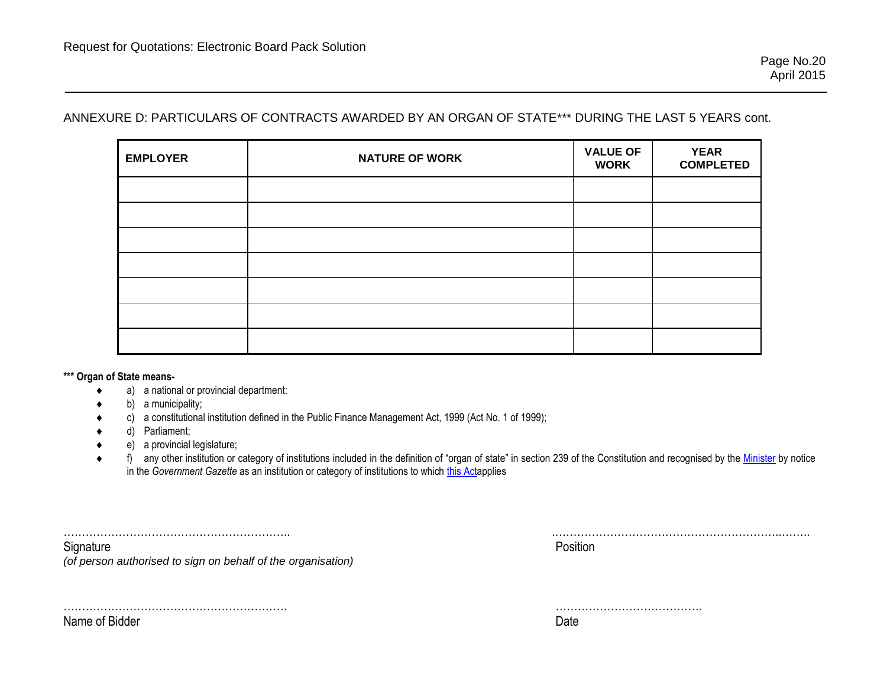ANNEXURE D: PARTICULARS OF CONTRACTS AWARDED BY AN ORGAN OF STATE*** DURING THE LAST 5 YEARS cont.

| EMPLOYER | NATURE OF WORK | VALUE OF WORK | YEAR COMPLETED |
|---|---|---|---|
| | | | |
| | | | |
| | | | |
| | | | |
| | | | |
| | | | |
| | | | |

**\*\*\* Organ of State means-**

- a) a national or provincial department:
- b) a municipality;
- c) a constitutional institution defined in the Public Finance Management Act, 1999 (Act No. 1 of 1999);
- d) Parliament;
- e) a provincial legislature;
- f) any other institution or category of institutions included in the definition of "organ of state" in section 239 of the Constitution and recognised by the Minister by notice in the *Government Gazette* as an institution or category of institutions to which this Actapplies

………………………………………………….. ……………………………………………………..…….

Signature Position

*(of person authorised to sign on behalf of the organisation)*

…………………………………………………. ………………………………….

Name of Bidder Date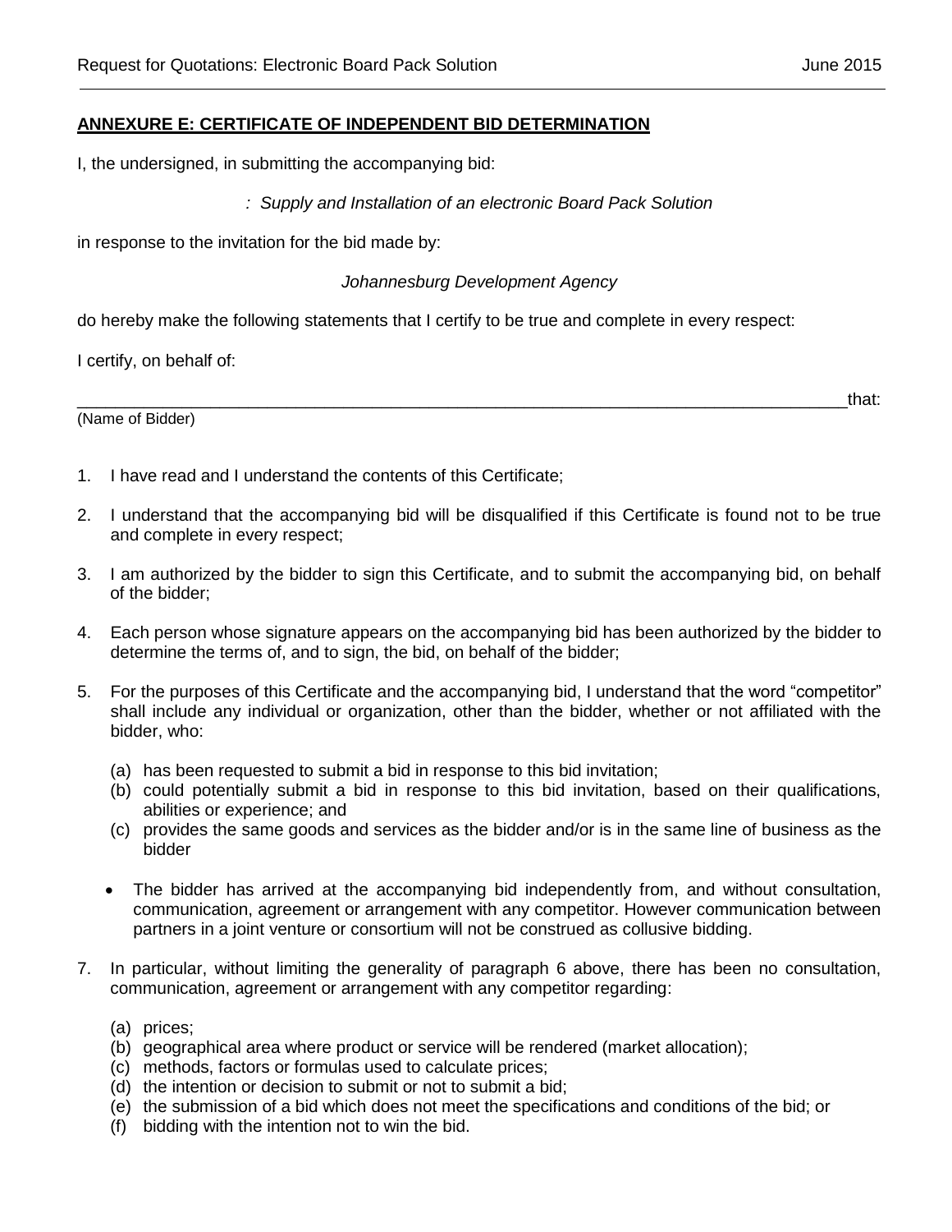## ANNEXURE E: CERTIFICATE OF INDEPENDENT BID DETERMINATION

I, the undersigned, in submitting the accompanying bid:

*: Supply and Installation of an electronic Board Pack Solution*

in response to the invitation for the bid made by:

*Johannesburg Development Agency*

do hereby make the following statements that I certify to be true and complete in every respect:

I certify, on behalf of:

_______________________________________________________________________________that:
(Name of Bidder)

1. I have read and I understand the contents of this Certificate;
2. I understand that the accompanying bid will be disqualified if this Certificate is found not to be true and complete in every respect;
3. I am authorized by the bidder to sign this Certificate, and to submit the accompanying bid, on behalf of the bidder;
4. Each person whose signature appears on the accompanying bid has been authorized by the bidder to determine the terms of, and to sign, the bid, on behalf of the bidder;
5. For the purposes of this Certificate and the accompanying bid, I understand that the word "competitor" shall include any individual or organization, other than the bidder, whether or not affiliated with the bidder, who:
   (a) has been requested to submit a bid in response to this bid invitation;
   (b) could potentially submit a bid in response to this bid invitation, based on their qualifications, abilities or experience; and
   (c) provides the same goods and services as the bidder and/or is in the same line of business as the bidder

   - The bidder has arrived at the accompanying bid independently from, and without consultation, communication, agreement or arrangement with any competitor. However communication between partners in a joint venture or consortium will not be construed as collusive bidding.

7. In particular, without limiting the generality of paragraph 6 above, there has been no consultation, communication, agreement or arrangement with any competitor regarding:
   (a) prices;
   (b) geographical area where product or service will be rendered (market allocation);
   (c) methods, factors or formulas used to calculate prices;
   (d) the intention or decision to submit or not to submit a bid;
   (e) the submission of a bid which does not meet the specifications and conditions of the bid; or
   (f) bidding with the intention not to win the bid.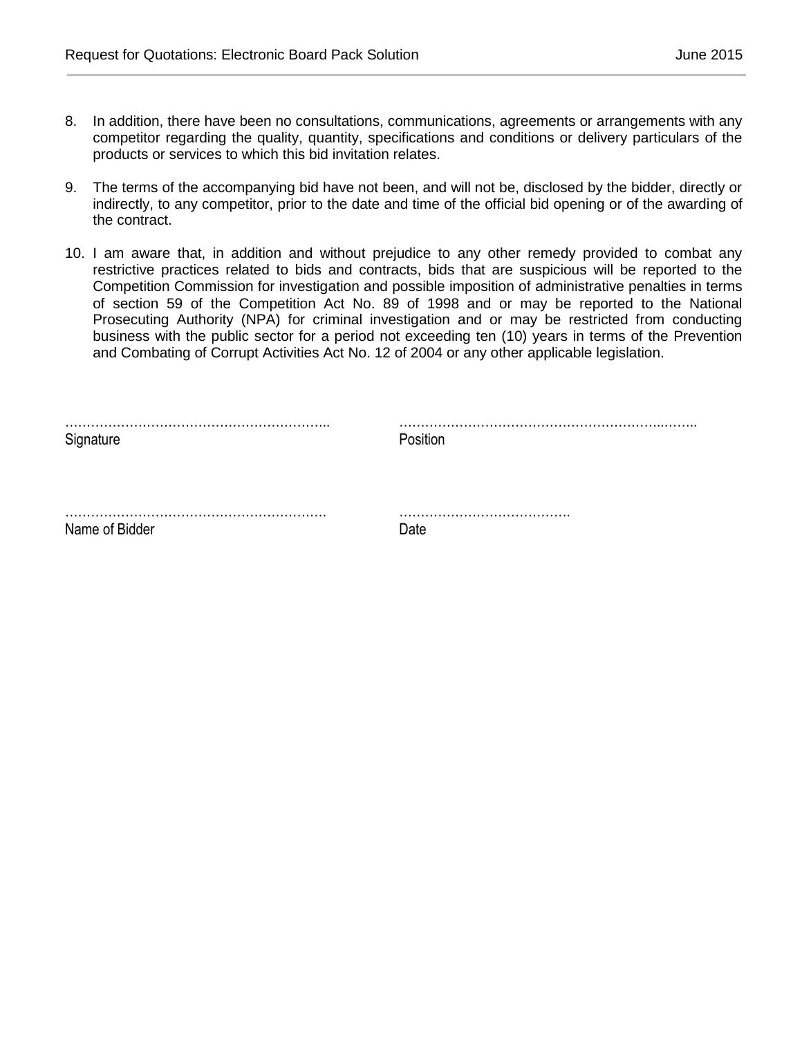8. In addition, there have been no consultations, communications, agreements or arrangements with any competitor regarding the quality, quantity, specifications and conditions or delivery particulars of the products or services to which this bid invitation relates.

9. The terms of the accompanying bid have not been, and will not be, disclosed by the bidder, directly or indirectly, to any competitor, prior to the date and time of the official bid opening or of the awarding of the contract.

10. I am aware that, in addition and without prejudice to any other remedy provided to combat any restrictive practices related to bids and contracts, bids that are suspicious will be reported to the Competition Commission for investigation and possible imposition of administrative penalties in terms of section 59 of the Competition Act No. 89 of 1998 and or may be reported to the National Prosecuting Authority (NPA) for criminal investigation and or may be restricted from conducting business with the public sector for a period not exceeding ten (10) years in terms of the Prevention and Combating of Corrupt Activities Act No. 12 of 2004 or any other applicable legislation.

| | |
|---|---|
| ………………………………………………….. | ………………………………………………..…….. |
| Signature | Position |
| ………………………………………………….. | ………………………………. |
| Name of Bidder | Date |